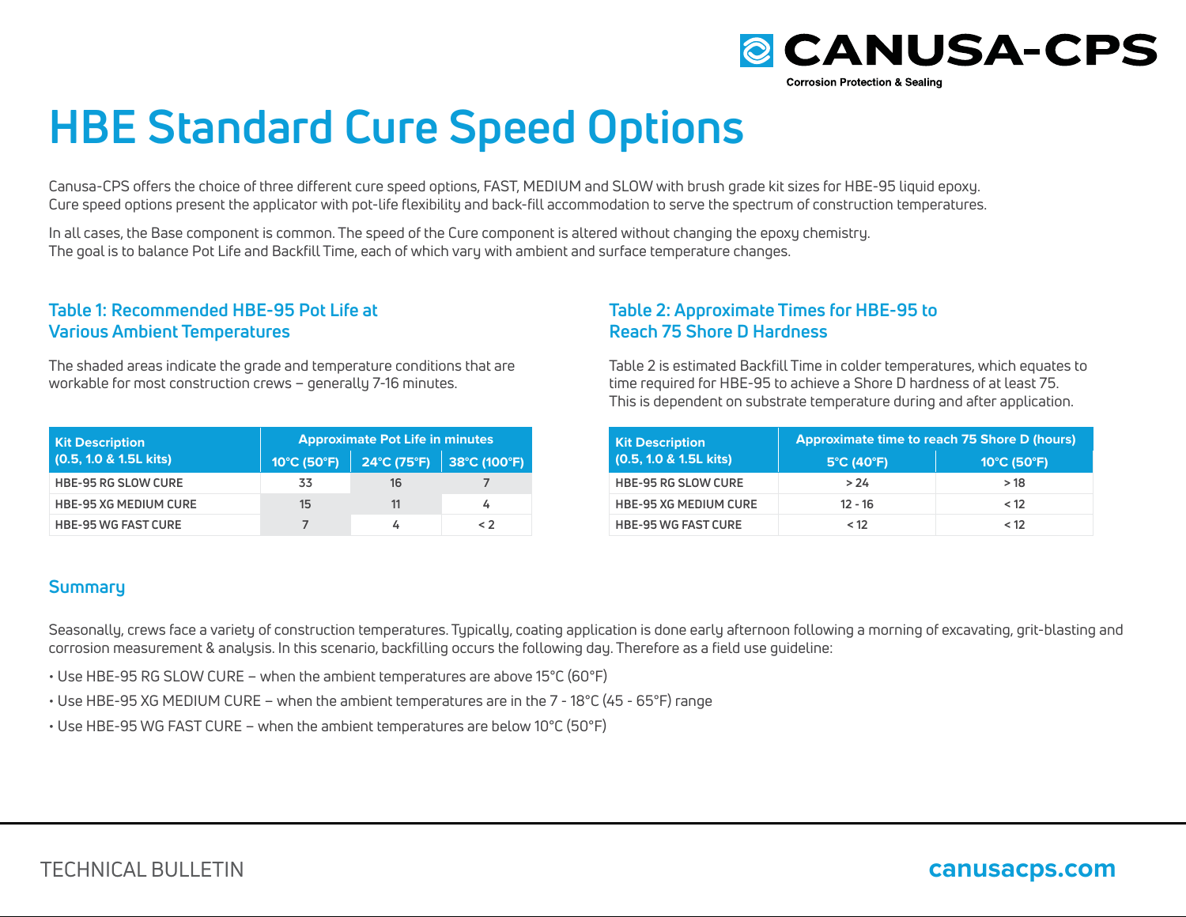CANUSA-CPS

Corrosion Protection & Sealing

# HBE Standard Cure Speed Options

Canusa-CPS offers the choice of three different cure speed options, FAST, MEDIUM and SLOW with brush grade kit sizes for HBE-95 liquid epoxy. Cure speed options present the applicator with pot-life flexibility and back-fill accommodation to serve the spectrum of construction temperatures.

In all cases, the Base component is common. The speed of the Cure component is altered without changing the epoxy chemistry. The goal is to balance Pot Life and Backfill Time, each of which vary with ambient and surface temperature changes.

### Table 1: Recommended HBE-95 Pot Life at Various Ambient Temperatures

The shaded areas indicate the grade and temperature conditions that are workable for most construction crews – generally 7-16 minutes.

| Kit Description (0.5, 1.0 & 1.5L kits) | Approximate Pot Life in minutes | | |
|---|---|---|---|
| | 10°C (50°F) | 24°C (75°F) | 38°C (100°F) |
| HBE-95 RG SLOW CURE | 33 | 16 | 7 |
| HBE-95 XG MEDIUM CURE | 15 | 11 | 4 |
| HBE-95 WG FAST CURE | 7 | 4 | < 2 |

### Table 2: Approximate Times for HBE-95 to Reach 75 Shore D Hardness

Table 2 is estimated Backfill Time in colder temperatures, which equates to time required for HBE-95 to achieve a Shore D hardness of at least 75. This is dependent on substrate temperature during and after application.

| Kit Description (0.5, 1.0 & 1.5L kits) | Approximate time to reach 75 Shore D (hours) | |
|---|---|---|
| | 5°C (40°F) | 10°C (50°F) |
| HBE-95 RG SLOW CURE | > 24 | > 18 |
| HBE-95 XG MEDIUM CURE | 12 - 16 | < 12 |
| HBE-95 WG FAST CURE | < 12 | < 12 |

### Summary

Seasonally, crews face a variety of construction temperatures. Typically, coating application is done early afternoon following a morning of excavating, grit-blasting and corrosion measurement & analysis. In this scenario, backfilling occurs the following day. Therefore as a field use guideline:

- Use HBE-95 RG SLOW CURE – when the ambient temperatures are above 15°C (60°F)
- Use HBE-95 XG MEDIUM CURE – when the ambient temperatures are in the 7 - 18°C (45 - 65°F) range
- Use HBE-95 WG FAST CURE – when the ambient temperatures are below 10°C (50°F)

TECHNICAL BULLETIN

canusacps.com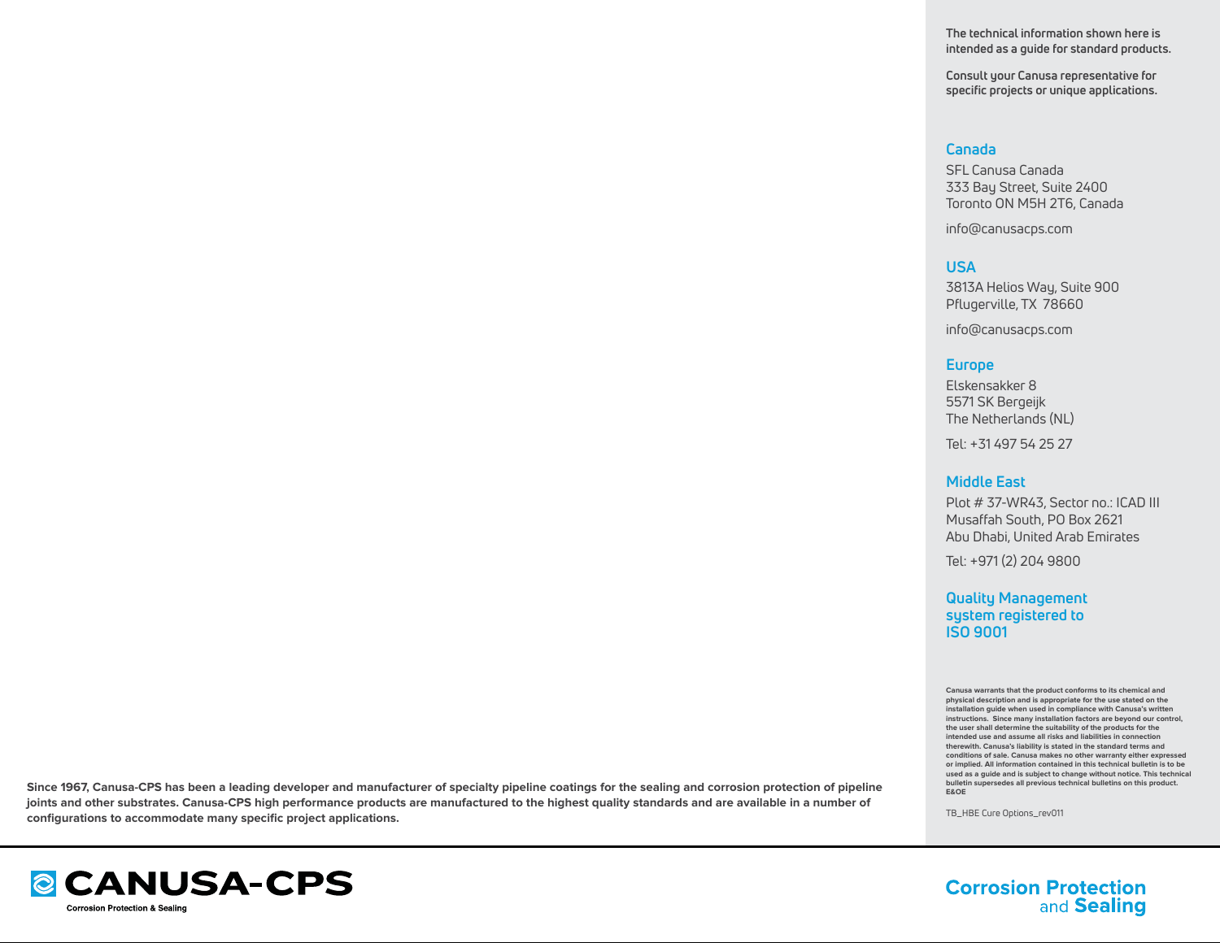**The technical information shown here is intended as a guide for standard products.**

**Consult your Canusa representative for specific projects or unique applications.**

### Canada

SFL Canusa Canada
333 Bay Street, Suite 2400
Toronto ON M5H 2T6, Canada

info@canusacps.com

### USA

3813A Helios Way, Suite 900
Pflugerville, TX 78660

info@canusacps.com

### Europe

Elskensakker 8
5571 SK Bergeijk
The Netherlands (NL)

Tel: +31 497 54 25 27

### Middle East

Plot # 37-WR43, Sector no.: ICAD III
Musaffah South, PO Box 2621
Abu Dhabi, United Arab Emirates

Tel: +971 (2) 204 9800

### Quality Management system registered to ISO 9001

**Canusa warrants that the product conforms to its chemical and physical description and is appropriate for the use stated on the installation guide when used in compliance with Canusa's written instructions. Since many installation factors are beyond our control, the user shall determine the suitability of the products for the intended use and assume all risks and liabilities in connection therewith. Canusa's liability is stated in the standard terms and conditions of sale. Canusa makes no other warranty either expressed or implied. All information contained in this technical bulletin is to be used as a guide and is subject to change without notice. This technical bulletin supersedes all previous technical bulletins on this product. E&OE**

TB_HBE Cure Options_rev011

**Since 1967, Canusa-CPS has been a leading developer and manufacturer of specialty pipeline coatings for the sealing and corrosion protection of pipeline joints and other substrates. Canusa-CPS high performance products are manufactured to the highest quality standards and are available in a number of configurations to accommodate many specific project applications.**

**CANUSA-CPS**
Corrosion Protection & Sealing

**Corrosion Protection and Sealing**